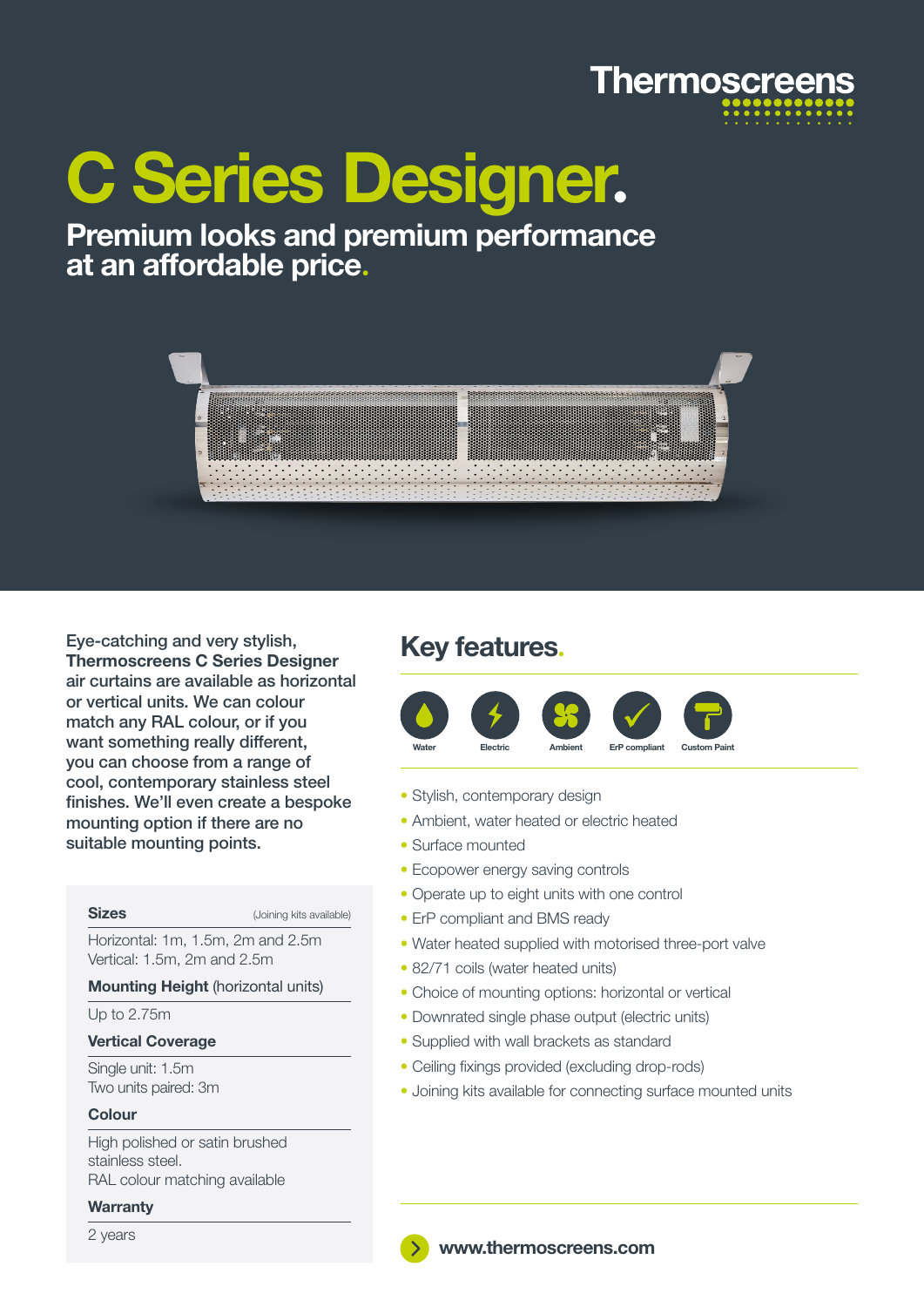Thermoscreens

# C Series Designer.

## Premium looks and premium performance at an affordable price.

**Eye-catching and very stylish, Thermoscreens C Series Designer air curtains are available as horizontal or vertical units. We can colour match any RAL colour, or if you want something really different, you can choose from a range of cool, contemporary stainless steel finishes. We'll even create a bespoke mounting option if there are no suitable mounting points.**

**Sizes** (Joining kits available)

Horizontal: 1m, 1.5m, 2m and 2.5m
Vertical: 1.5m, 2m and 2.5m

**Mounting Height** (horizontal units)

Up to 2.75m

**Vertical Coverage**

Single unit: 1.5m
Two units paired: 3m

**Colour**

High polished or satin brushed stainless steel.
RAL colour matching available

**Warranty**

2 years

## Key features.

Water | Electric | Ambient | ErP compliant | Custom Paint

- Stylish, contemporary design
- Ambient, water heated or electric heated
- Surface mounted
- Ecopower energy saving controls
- Operate up to eight units with one control
- ErP compliant and BMS ready
- Water heated supplied with motorised three-port valve
- 82/71 coils (water heated units)
- Choice of mounting options: horizontal or vertical
- Downrated single phase output (electric units)
- Supplied with wall brackets as standard
- Ceiling fixings provided (excluding drop-rods)
- Joining kits available for connecting surface mounted units

**www.thermoscreens.com**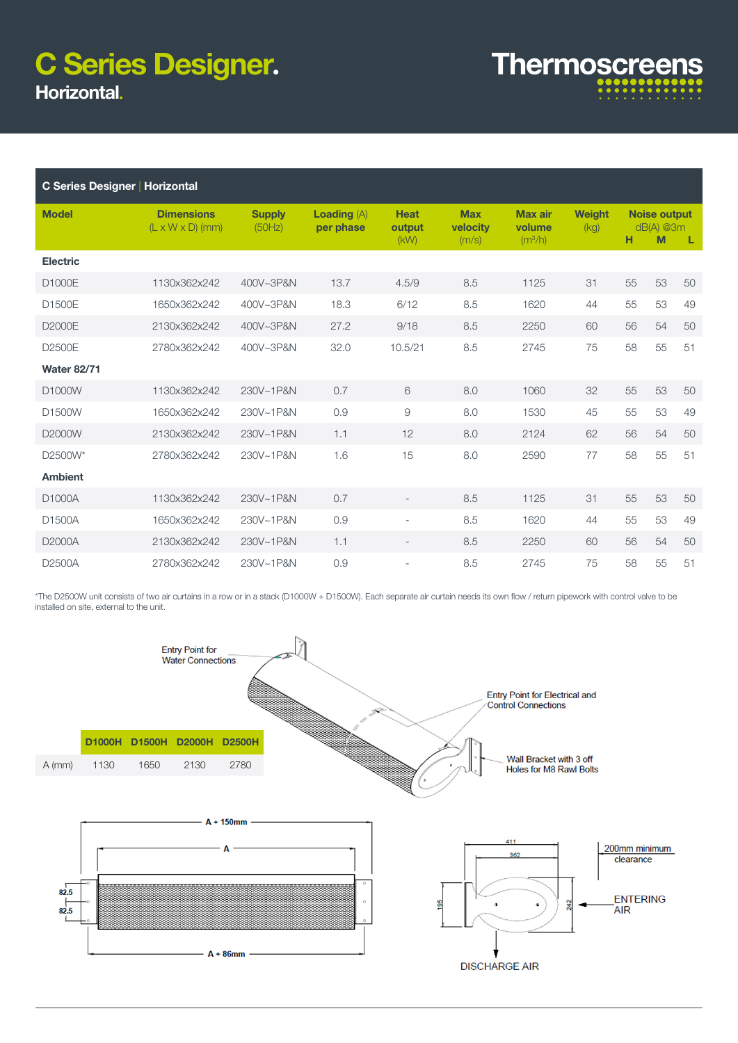# C Series Designer.

## Horizontal.

Thermoscreens

| C Series Designer \| Horizontal | | | | | | | | | | |
|---|---|---|---|---|---|---|---|---|---|---|
| Model | Dimensions (L x W x D) (mm) | Supply (50Hz) | Loading (A) per phase | Heat output (kW) | Max velocity (m/s) | Max air volume ($m^3$/h) | Weight (kg) | Noise output dB(A) @3m H | M | L |
| **Electric** | | | | | | | | | | |
| D1000E | 1130x362x242 | 400V~3P&N | 13.7 | 4.5/9 | 8.5 | 1125 | 31 | 55 | 53 | 50 |
| D1500E | 1650x362x242 | 400V~3P&N | 18.3 | 6/12 | 8.5 | 1620 | 44 | 55 | 53 | 49 |
| D2000E | 2130x362x242 | 400V~3P&N | 27.2 | 9/18 | 8.5 | 2250 | 60 | 56 | 54 | 50 |
| D2500E | 2780x362x242 | 400V~3P&N | 32.0 | 10.5/21 | 8.5 | 2745 | 75 | 58 | 55 | 51 |
| **Water 82/71** | | | | | | | | | | |
| D1000W | 1130x362x242 | 230V~1P&N | 0.7 | 6 | 8.0 | 1060 | 32 | 55 | 53 | 50 |
| D1500W | 1650x362x242 | 230V~1P&N | 0.9 | 9 | 8.0 | 1530 | 45 | 55 | 53 | 49 |
| D2000W | 2130x362x242 | 230V~1P&N | 1.1 | 12 | 8.0 | 2124 | 62 | 56 | 54 | 50 |
| D2500W* | 2780x362x242 | 230V~1P&N | 1.6 | 15 | 8.0 | 2590 | 77 | 58 | 55 | 51 |
| **Ambient** | | | | | | | | | | |
| D1000A | 1130x362x242 | 230V~1P&N | 0.7 | - | 8.5 | 1125 | 31 | 55 | 53 | 50 |
| D1500A | 1650x362x242 | 230V~1P&N | 0.9 | - | 8.5 | 1620 | 44 | 55 | 53 | 49 |
| D2000A | 2130x362x242 | 230V~1P&N | 1.1 | - | 8.5 | 2250 | 60 | 56 | 54 | 50 |
| D2500A | 2780x362x242 | 230V~1P&N | 0.9 | - | 8.5 | 2745 | 75 | 58 | 55 | 51 |

*The D2500W unit consists of two air curtains in a row or in a stack (D1000W + D1500W). Each separate air curtain needs its own flow / return pipework with control valve to be installed on site, external to the unit.

Entry Point for Water Connections

Entry Point for Electrical and Control Connections

Wall Bracket with 3 off Holes for M8 Rawl Bolts

| | D1000H | D1500H | D2000H | D2500H |
|---|---|---|---|---|
| A (mm) | 1130 | 1650 | 2130 | 2780 |

A + 150mm

A

82.5

82.5

A + 86mm

411

362

195

242

200mm minimum clearance

ENTERING AIR

DISCHARGE AIR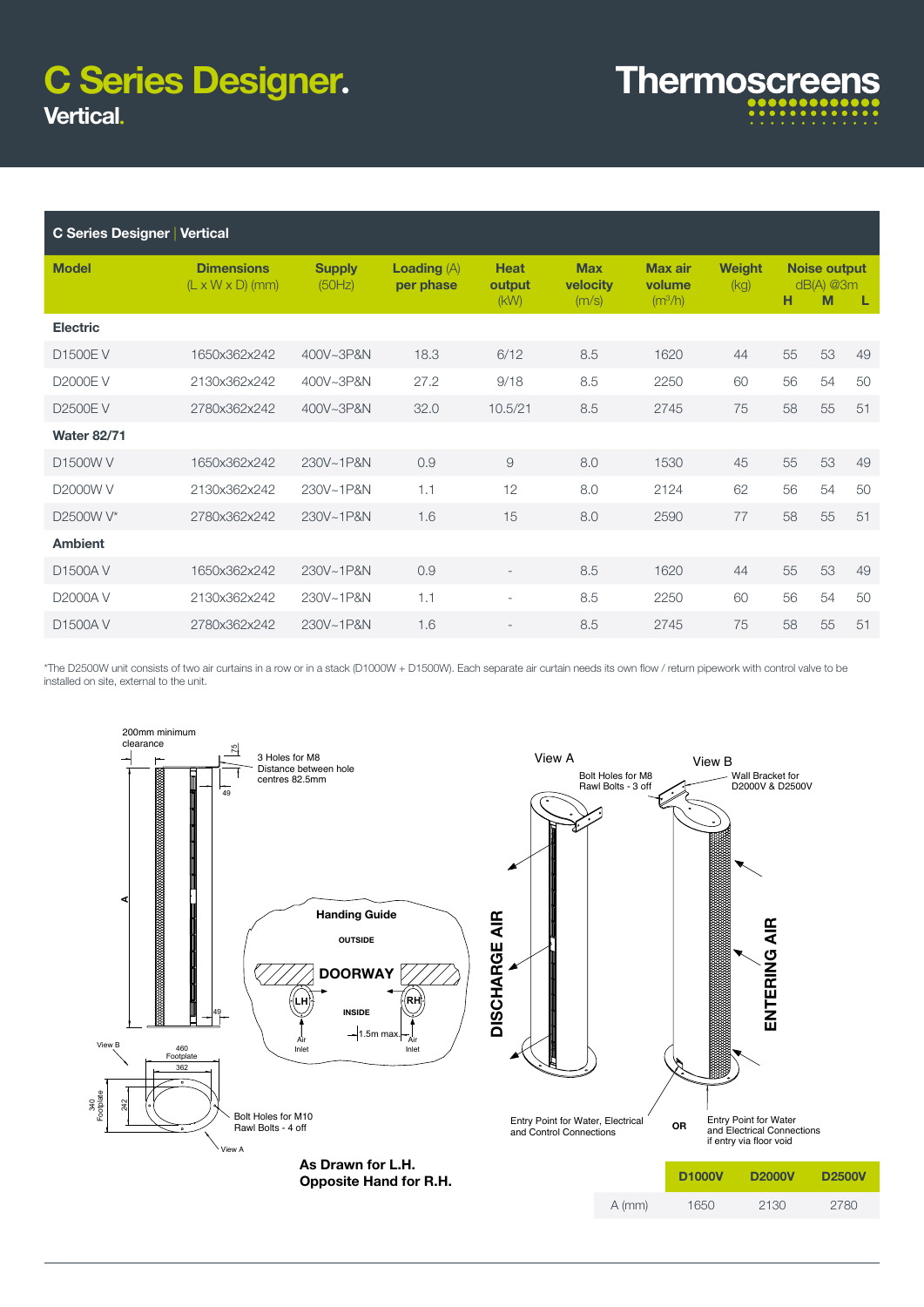# C Series Designer.

## Vertical.

Thermoscreens

### C Series Designer | Vertical

| Model | Dimensions (L x W x D) (mm) | Supply (50Hz) | Loading (A) per phase | Heat output (kW) | Max velocity (m/s) | Max air volume (m³/h) | Weight (kg) | Noise output dB(A) @3m H | M | L |
|---|---|---|---|---|---|---|---|---|---|---|
| **Electric** | | | | | | | | | | |
| D1500E V | 1650x362x242 | 400V~3P&N | 18.3 | 6/12 | 8.5 | 1620 | 44 | 55 | 53 | 49 |
| D2000E V | 2130x362x242 | 400V~3P&N | 27.2 | 9/18 | 8.5 | 2250 | 60 | 56 | 54 | 50 |
| D2500E V | 2780x362x242 | 400V~3P&N | 32.0 | 10.5/21 | 8.5 | 2745 | 75 | 58 | 55 | 51 |
| **Water 82/71** | | | | | | | | | | |
| D1500W V | 1650x362x242 | 230V~1P&N | 0.9 | 9 | 8.0 | 1530 | 45 | 55 | 53 | 49 |
| D2000W V | 2130x362x242 | 230V~1P&N | 1.1 | 12 | 8.0 | 2124 | 62 | 56 | 54 | 50 |
| D2500W V* | 2780x362x242 | 230V~1P&N | 1.6 | 15 | 8.0 | 2590 | 77 | 58 | 55 | 51 |
| **Ambient** | | | | | | | | | | |
| D1500A V | 1650x362x242 | 230V~1P&N | 0.9 | - | 8.5 | 1620 | 44 | 55 | 53 | 49 |
| D2000A V | 2130x362x242 | 230V~1P&N | 1.1 | - | 8.5 | 2250 | 60 | 56 | 54 | 50 |
| D1500A V | 2780x362x242 | 230V~1P&N | 1.6 | - | 8.5 | 2745 | 75 | 58 | 55 | 51 |

*The D2500W unit consists of two air curtains in a row or in a stack (D1000W + D1500W). Each separate air curtain needs its own flow / return pipework with control valve to be installed on site, external to the unit.

200mm minimum clearance

75

3 Holes for M8
Distance between hole centres 82.5mm

49

A

49

Handing Guide

OUTSIDE

DOORWAY

LH

RH

INSIDE

Air Inlet

1.5m max.

Air Inlet

View B

460 Footplate

362

340 Footplate

242

Bolt Holes for M10 Rawl Bolts - 4 off

View A

**As Drawn for L.H.**
**Opposite Hand for R.H.**

View A

Bolt Holes for M8 Rawl Bolts - 3 off

DISCHARGE AIR

View B

Wall Bracket for D2000V & D2500V

ENTERING AIR

Entry Point for Water, Electrical and Control Connections

OR

Entry Point for Water and Electrical Connections if entry via floor void

| | D1000V | D2000V | D2500V |
|---|---|---|---|
| A (mm) | 1650 | 2130 | 2780 |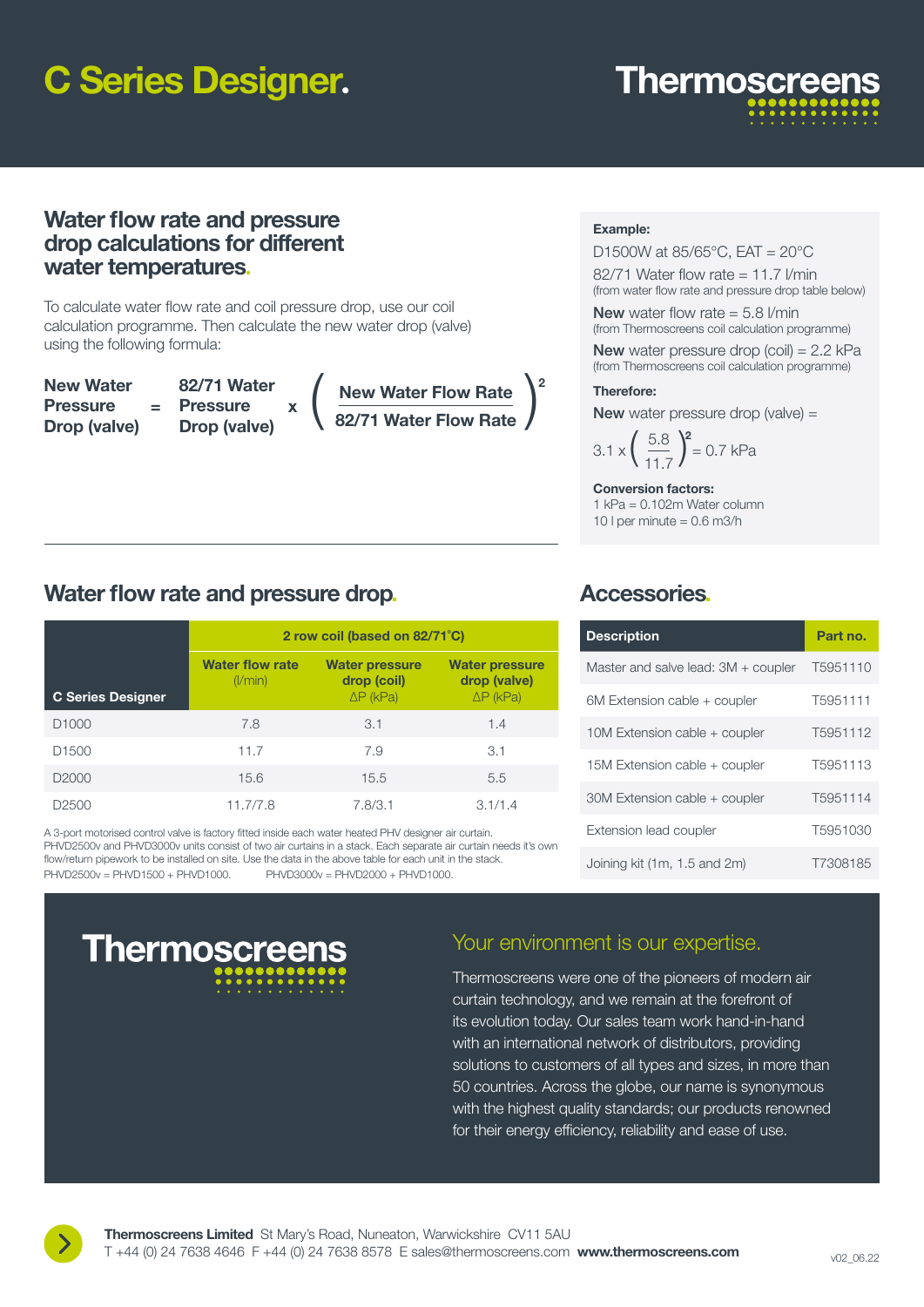// C Series Designer.

Thermoscreens

## Water flow rate and pressure drop calculations for different water temperatures.

To calculate water flow rate and coil pressure drop, use our coil calculation programme. Then calculate the new water drop (valve) using the following formula:

$$\text{New Water Pressure Drop (valve)} = \text{82/71 Water Pressure Drop (valve)} \times \left( \frac{\text{New Water Flow Rate}}{\text{82/71 Water Flow Rate}} \right)^2$$

**Example:**

D1500W at 85/65°C, EAT = 20°C

82/71 Water flow rate = 11.7 l/min
(from water flow rate and pressure drop table below)

**New** water flow rate = 5.8 l/min
(from Thermoscreens coil calculation programme)

**New** water pressure drop (coil) = 2.2 kPa
(from Thermoscreens coil calculation programme)

**Therefore:**

**New** water pressure drop (valve) =

$$3.1 \times \left( \frac{5.8}{11.7} \right)^2 = 0.7 \text{ kPa}$$

**Conversion factors:**
1 kPa = 0.102m Water column
10 l per minute = 0.6 m3/h

## Water flow rate and pressure drop.

| C Series Designer | 2 row coil (based on 82/71°C) | | |
|---|---|---|---|
| | Water flow rate (l/min) | Water pressure drop (coil) ΔP (kPa) | Water pressure drop (valve) ΔP (kPa) |
| D1000 | 7.8 | 3.1 | 1.4 |
| D1500 | 11.7 | 7.9 | 3.1 |
| D2000 | 15.6 | 15.5 | 5.5 |
| D2500 | 11.7/7.8 | 7.8/3.1 | 3.1/1.4 |

A 3-port motorised control valve is factory fitted inside each water heated PHV designer air curtain.
PHVD2500v and PHVD3000v units consist of two air curtains in a stack. Each separate air curtain needs it's own flow/return pipework to be installed on site. Use the data in the above table for each unit in the stack.
PHVD2500v = PHVD1500 + PHVD1000. PHVD3000v = PHVD2000 + PHVD1000.

## Accessories.

| Description | Part no. |
|---|---|
| Master and salve lead: 3M + coupler | T5951110 |
| 6M Extension cable + coupler | T5951111 |
| 10M Extension cable + coupler | T5951112 |
| 15M Extension cable + coupler | T5951113 |
| 30M Extension cable + coupler | T5951114 |
| Extension lead coupler | T5951030 |
| Joining kit (1m, 1.5 and 2m) | T7308185 |

Thermoscreens

### Your environment is our expertise.

Thermoscreens were one of the pioneers of modern air curtain technology, and we remain at the forefront of its evolution today. Our sales team work hand-in-hand with an international network of distributors, providing solutions to customers of all types and sizes, in more than 50 countries. Across the globe, our name is synonymous with the highest quality standards; our products renowned for their energy efficiency, reliability and ease of use.

**Thermoscreens Limited** St Mary's Road, Nuneaton, Warwickshire CV11 5AU
T +44 (0) 24 7638 4646 F +44 (0) 24 7638 8578 E sales@thermoscreens.com **www.thermoscreens.com**

v02_06.22